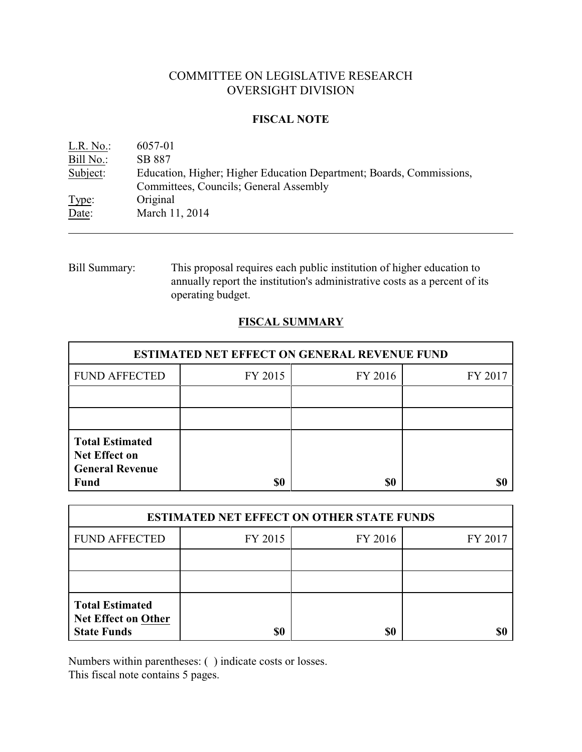# COMMITTEE ON LEGISLATIVE RESEARCH
# OVERSIGHT DIVISION

## FISCAL NOTE

L.R. No.: 6057-01
Bill No.: SB 887
Subject: Education, Higher; Higher Education Department; Boards, Commissions, Committees, Councils; General Assembly
Type: Original
Date: March 11, 2014

Bill Summary: This proposal requires each public institution of higher education to annually report the institution's administrative costs as a percent of its operating budget.

## FISCAL SUMMARY

| ESTIMATED NET EFFECT ON GENERAL REVENUE FUND | | | |
|---|---|---|---|
| FUND AFFECTED | FY 2015 | FY 2016 | FY 2017 |
| | | | |
| | | | |
| **Total Estimated Net Effect on General Revenue Fund** | **$0** | **$0** | **$0** |

| ESTIMATED NET EFFECT ON OTHER STATE FUNDS | | | |
|---|---|---|---|
| FUND AFFECTED | FY 2015 | FY 2016 | FY 2017 |
| | | | |
| | | | |
| **Total Estimated Net Effect on Other State Funds** | **$0** | **$0** | **$0** |

Numbers within parentheses: ( ) indicate costs or losses.
This fiscal note contains 5 pages.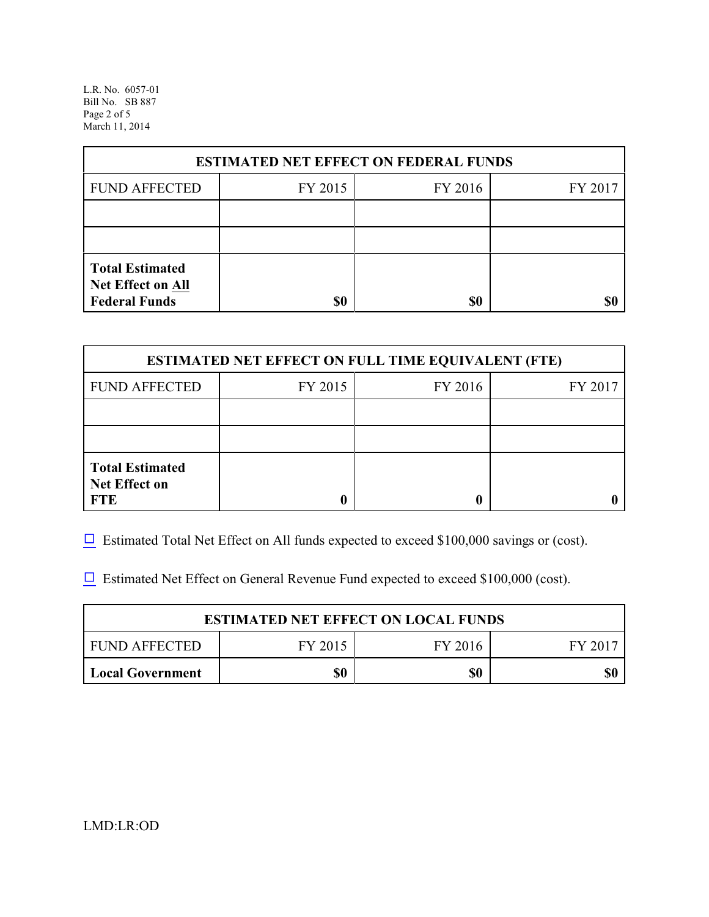| ESTIMATED NET EFFECT ON FEDERAL FUNDS | | | |
|---|---|---|---|
| FUND AFFECTED | FY 2015 | FY 2016 | FY 2017 |
| | | | |
| | | | |
| **Total Estimated Net Effect on All Federal Funds** | **$0** | **$0** | **$0** |

| ESTIMATED NET EFFECT ON FULL TIME EQUIVALENT (FTE) | | | |
|---|---|---|---|
| FUND AFFECTED | FY 2015 | FY 2016 | FY 2017 |
| | | | |
| | | | |
| **Total Estimated Net Effect on FTE** | **0** | **0** | **0** |

☐ Estimated Total Net Effect on All funds expected to exceed $100,000 savings or (cost).

☐ Estimated Net Effect on General Revenue Fund expected to exceed $100,000 (cost).

| ESTIMATED NET EFFECT ON LOCAL FUNDS | | | |
|---|---|---|---|
| FUND AFFECTED | FY 2015 | FY 2016 | FY 2017 |
| **Local Government** | **$0** | **$0** | **$0** |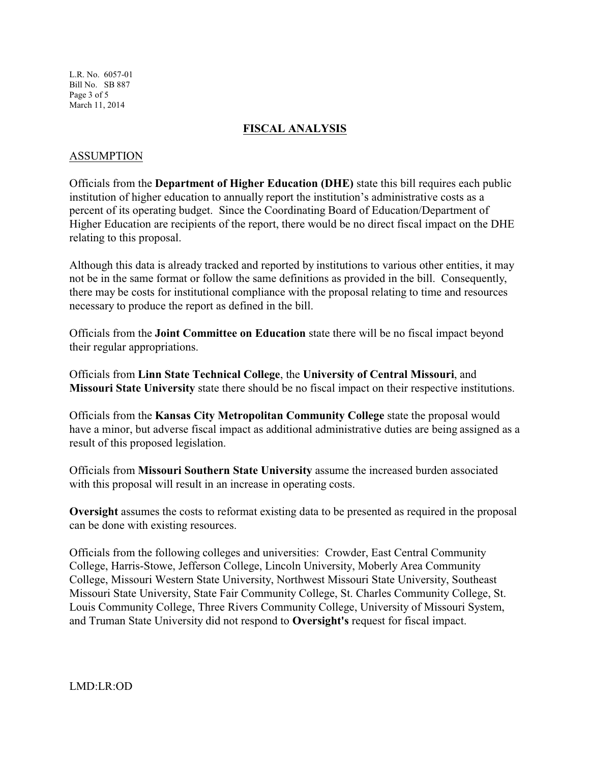## FISCAL ANALYSIS

### ASSUMPTION

Officials from the **Department of Higher Education (DHE)** state this bill requires each public institution of higher education to annually report the institution's administrative costs as a percent of its operating budget. Since the Coordinating Board of Education/Department of Higher Education are recipients of the report, there would be no direct fiscal impact on the DHE relating to this proposal.

Although this data is already tracked and reported by institutions to various other entities, it may not be in the same format or follow the same definitions as provided in the bill. Consequently, there may be costs for institutional compliance with the proposal relating to time and resources necessary to produce the report as defined in the bill.

Officials from the **Joint Committee on Education** state there will be no fiscal impact beyond their regular appropriations.

Officials from **Linn State Technical College**, the **University of Central Missouri**, and **Missouri State University** state there should be no fiscal impact on their respective institutions.

Officials from the **Kansas City Metropolitan Community College** state the proposal would have a minor, but adverse fiscal impact as additional administrative duties are being assigned as a result of this proposed legislation.

Officials from **Missouri Southern State University** assume the increased burden associated with this proposal will result in an increase in operating costs.

**Oversight** assumes the costs to reformat existing data to be presented as required in the proposal can be done with existing resources.

Officials from the following colleges and universities: Crowder, East Central Community College, Harris-Stowe, Jefferson College, Lincoln University, Moberly Area Community College, Missouri Western State University, Northwest Missouri State University, Southeast Missouri State University, State Fair Community College, St. Charles Community College, St. Louis Community College, Three Rivers Community College, University of Missouri System, and Truman State University did not respond to **Oversight's** request for fiscal impact.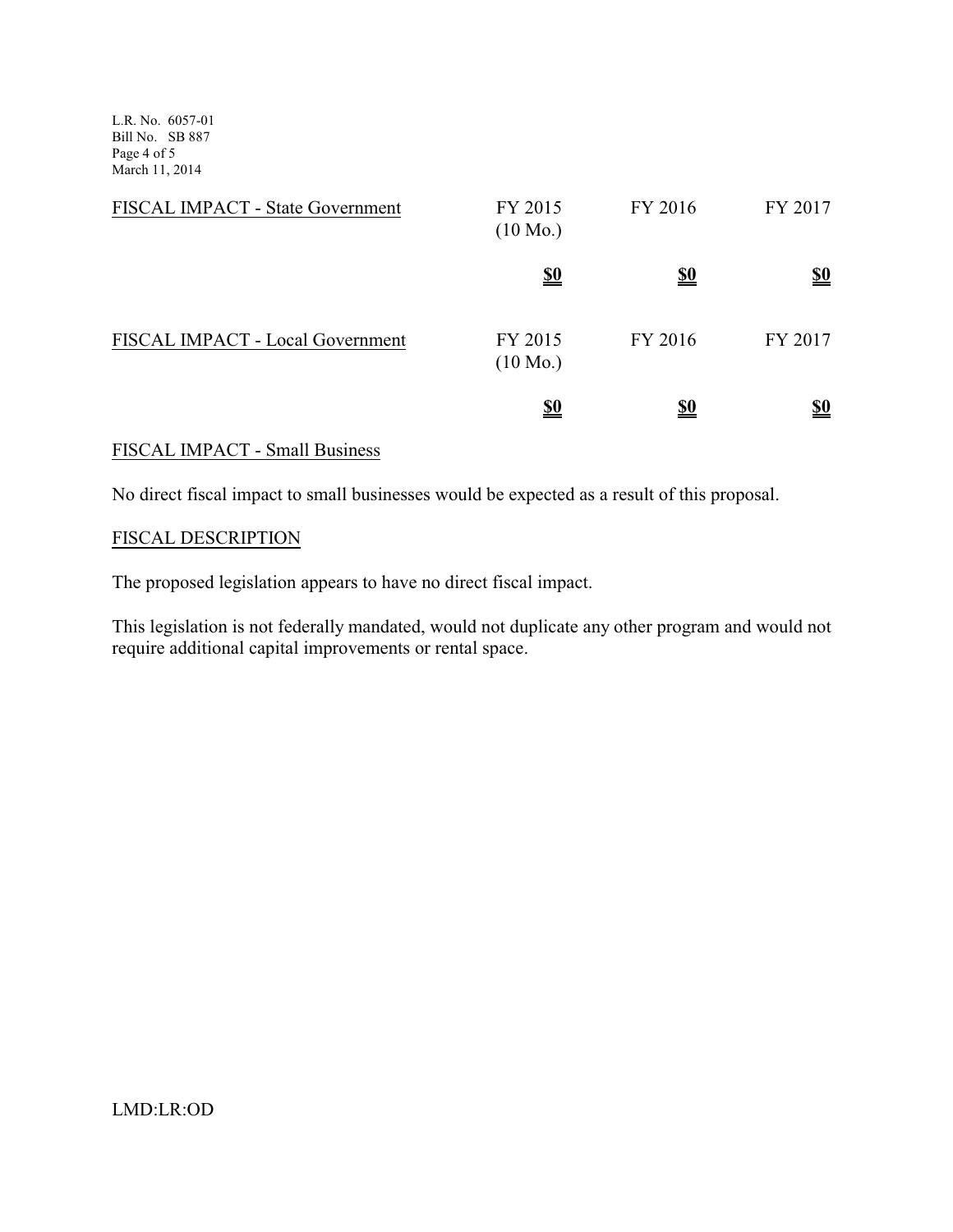| FISCAL IMPACT - State Government | FY 2015 (10 Mo.) | FY 2016 | FY 2017 |
|---|---|---|---|
| | **$0** | **$0** | **$0** |

| FISCAL IMPACT - Local Government | FY 2015 (10 Mo.) | FY 2016 | FY 2017 |
|---|---|---|---|
| | **$0** | **$0** | **$0** |

## FISCAL IMPACT - Small Business

No direct fiscal impact to small businesses would be expected as a result of this proposal.

## FISCAL DESCRIPTION

The proposed legislation appears to have no direct fiscal impact.

This legislation is not federally mandated, would not duplicate any other program and would not require additional capital improvements or rental space.

LMD:LR:OD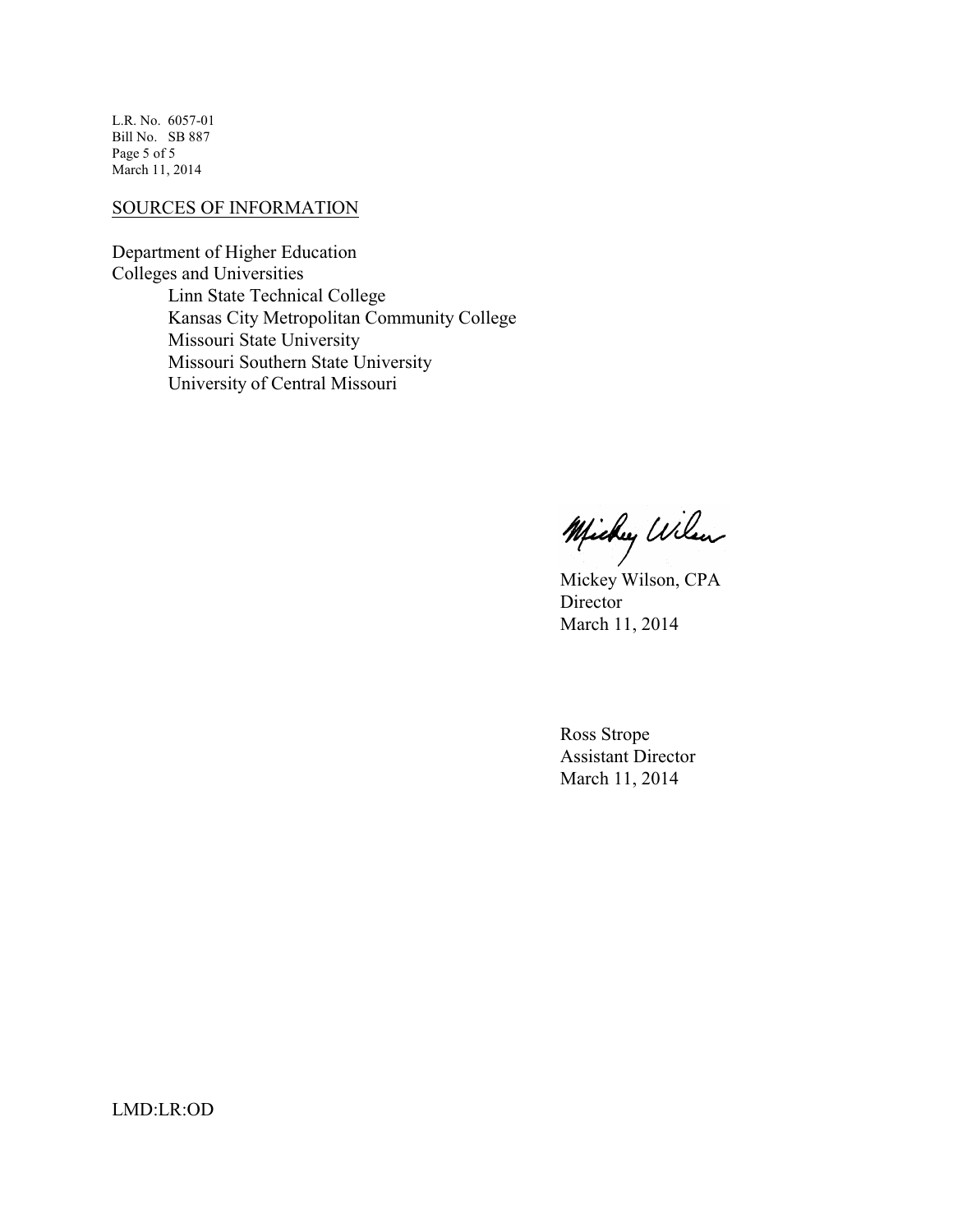## SOURCES OF INFORMATION

Department of Higher Education
Colleges and Universities
- Linn State Technical College
- Kansas City Metropolitan Community College
- Missouri State University
- Missouri Southern State University
- University of Central Missouri

Mickey Wilson, CPA
Director
March 11, 2014

Ross Strope
Assistant Director
March 11, 2014

LMD:LR:OD